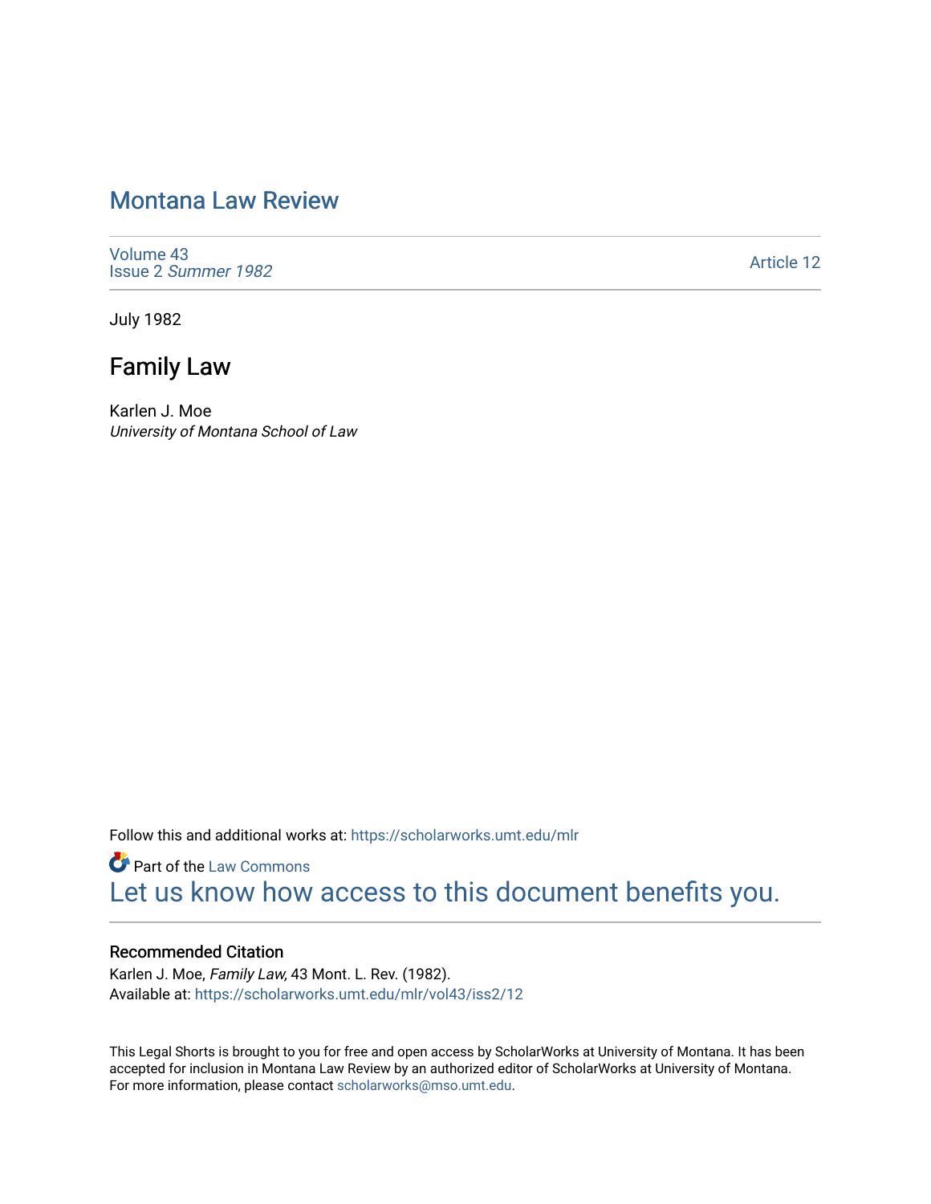# Montana Law Review

Volume 43
Issue 2 *Summer 1982*

Article 12

July 1982

## Family Law

Karlen J. Moe
*University of Montana School of Law*

Follow this and additional works at: https://scholarworks.umt.edu/mlr

Part of the Law Commons
Let us know how access to this document benefits you.

### Recommended Citation

Karlen J. Moe, *Family Law,* 43 Mont. L. Rev. (1982).
Available at: https://scholarworks.umt.edu/mlr/vol43/iss2/12

This Legal Shorts is brought to you for free and open access by ScholarWorks at University of Montana. It has been accepted for inclusion in Montana Law Review by an authorized editor of ScholarWorks at University of Montana. For more information, please contact scholarworks@mso.umt.edu.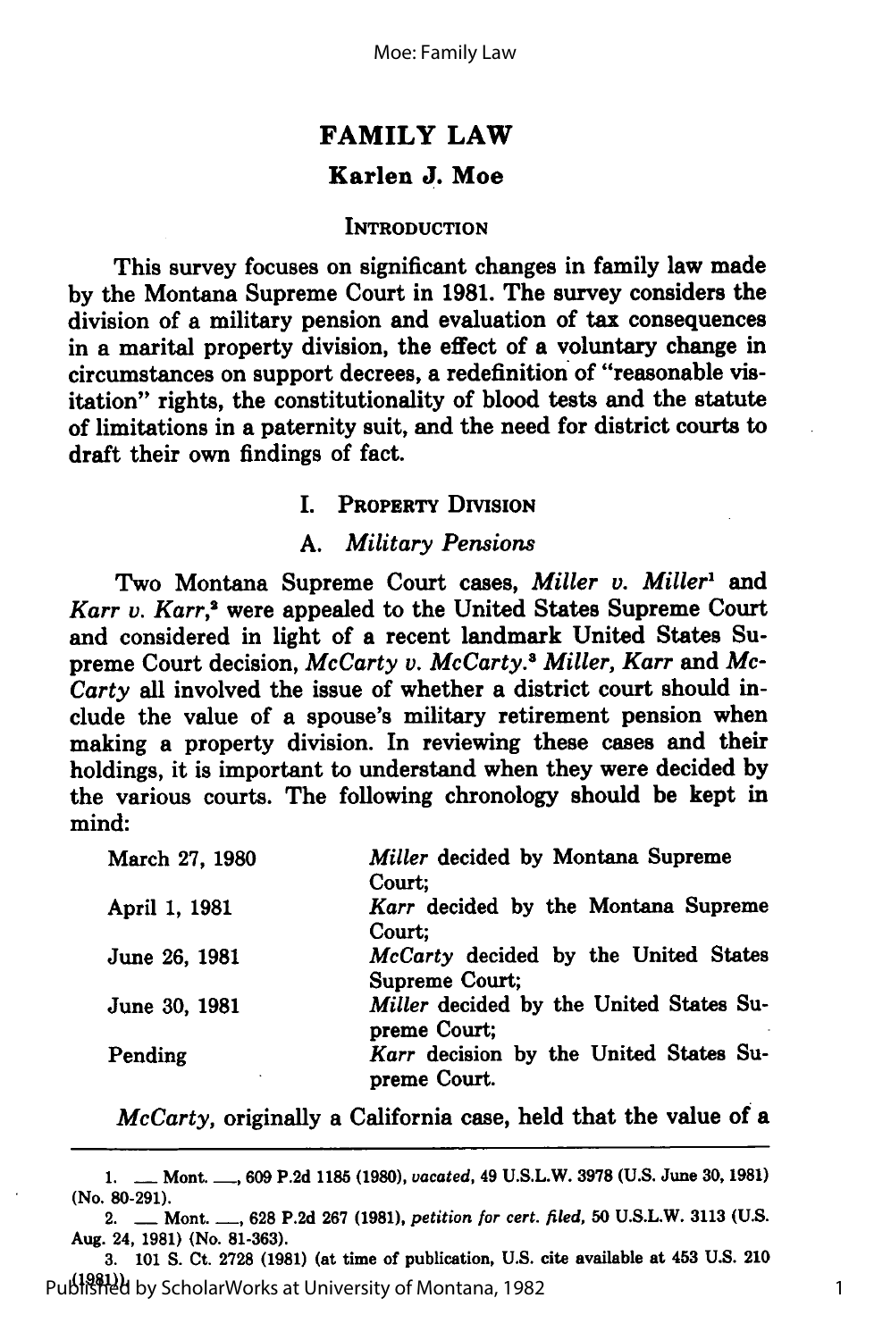# FAMILY LAW

## Karlen J. Moe

### INTRODUCTION

This survey focuses on significant changes in family law made by the Montana Supreme Court in 1981. The survey considers the division of a military pension and evaluation of tax consequences in a marital property division, the effect of a voluntary change in circumstances on support decrees, a redefinition of "reasonable visitation" rights, the constitutionality of blood tests and the statute of limitations in a paternity suit, and the need for district courts to draft their own findings of fact.

### I. PROPERTY DIVISION

#### A. *Military Pensions*

Two Montana Supreme Court cases, *Miller v. Miller*[1] and *Karr v. Karr*,[2] were appealed to the United States Supreme Court and considered in light of a recent landmark United States Supreme Court decision, *McCarty v. McCarty*.[3] *Miller, Karr* and *McCarty* all involved the issue of whether a district court should include the value of a spouse's military retirement pension when making a property division. In reviewing these cases and their holdings, it is important to understand when they were decided by the various courts. The following chronology should be kept in mind:

| | |
|---|---|
| March 27, 1980 | *Miller* decided by Montana Supreme Court; |
| April 1, 1981 | *Karr* decided by the Montana Supreme Court; |
| June 26, 1981 | *McCarty* decided by the United States Supreme Court; |
| June 30, 1981 | *Miller* decided by the United States Supreme Court; |
| Pending | *Karr* decision by the United States Supreme Court. |

*McCarty*, originally a California case, held that the value of a

---

1. ___ Mont. ___, 609 P.2d 1185 (1980), *vacated*, 49 U.S.L.W. 3978 (U.S. June 30, 1981) (No. 80-291).

2. ___ Mont. ___, 628 P.2d 267 (1981), *petition for cert. filed*, 50 U.S.L.W. 3113 (U.S. Aug. 24, 1981) (No. 81-363).

3. 101 S. Ct. 2728 (1981) (at time of publication, U.S. cite available at 453 U.S. 210 (1981)).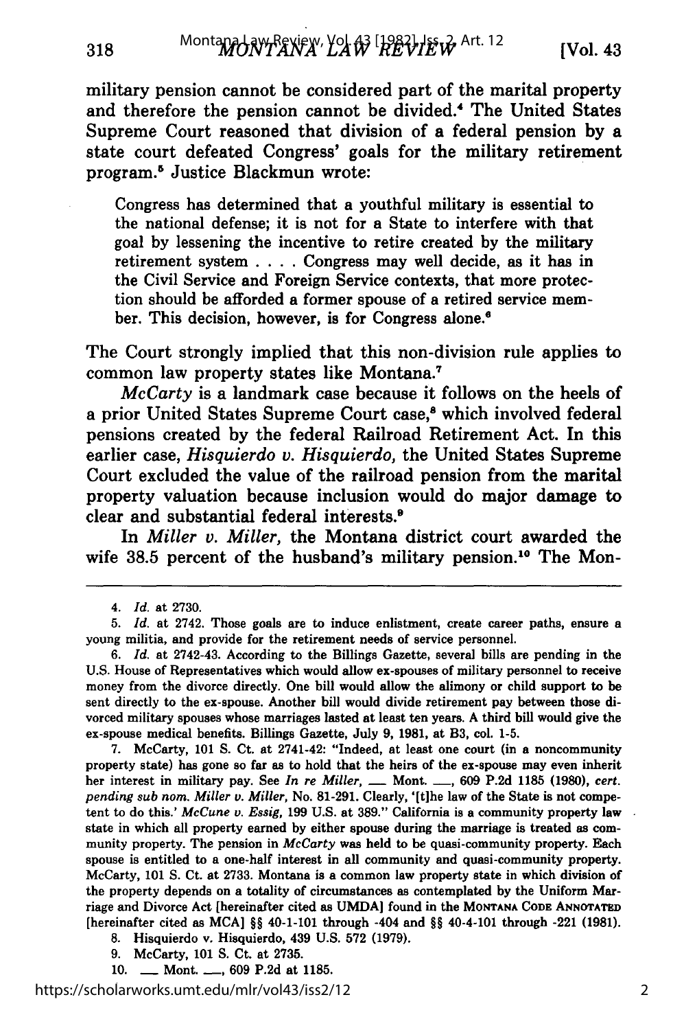military pension cannot be considered part of the marital property and therefore the pension cannot be divided.[4] The United States Supreme Court reasoned that division of a federal pension by a state court defeated Congress' goals for the military retirement program.[5] Justice Blackmun wrote:

> Congress has determined that a youthful military is essential to the national defense; it is not for a State to interfere with that goal by lessening the incentive to retire created by the military retirement system . . . . Congress may well decide, as it has in the Civil Service and Foreign Service contexts, that more protection should be afforded a former spouse of a retired service member. This decision, however, is for Congress alone.[6]

The Court strongly implied that this non-division rule applies to common law property states like Montana.[7]

*McCarty* is a landmark case because it follows on the heels of a prior United States Supreme Court case,[8] which involved federal pensions created by the federal Railroad Retirement Act. In this earlier case, *Hisquierdo v. Hisquierdo,* the United States Supreme Court excluded the value of the railroad pension from the marital property valuation because inclusion would do major damage to clear and substantial federal interests.[9]

In *Miller v. Miller,* the Montana district court awarded the wife 38.5 percent of the husband's military pension.[10] The Mon-

---

4. *Id.* at 2730.

5. *Id.* at 2742. Those goals are to induce enlistment, create career paths, ensure a young militia, and provide for the retirement needs of service personnel.

6. *Id.* at 2742-43. According to the Billings Gazette, several bills are pending in the U.S. House of Representatives which would allow ex-spouses of military personnel to receive money from the divorce directly. One bill would allow the alimony or child support to be sent directly to the ex-spouse. Another bill would divide retirement pay between those divorced military spouses whose marriages lasted at least ten years. A third bill would give the ex-spouse medical benefits. Billings Gazette, July 9, 1981, at B3, col. 1-5.

7. McCarty, 101 S. Ct. at 2741-42: "Indeed, at least one court (in a noncommunity property state) has gone so far as to hold that the heirs of the ex-spouse may even inherit her interest in military pay. See *In re Miller*, \_\_ Mont. \_\_, 609 P.2d 1185 (1980), *cert. pending sub nom. Miller v. Miller*, No. 81-291. Clearly, '[t]he law of the State is not competent to do this.' *McCune v. Essig*, 199 U.S. at 389." California is a community property law state in which all property earned by either spouse during the marriage is treated as community property. The pension in *McCarty* was held to be quasi-community property. Each spouse is entitled to a one-half interest in all community and quasi-community property. McCarty, 101 S. Ct. at 2733. Montana is a common law property state in which division of the property depends on a totality of circumstances as contemplated by the Uniform Marriage and Divorce Act [hereinafter cited as UMDA] found in the MONTANA CODE ANNOTATED [hereinafter cited as MCA] §§ 40-1-101 through -404 and §§ 40-4-101 through -221 (1981).

8. Hisquierdo v. Hisquierdo, 439 U.S. 572 (1979).

9. McCarty, 101 S. Ct. at 2735.

10. \_\_ Mont. \_\_, 609 P.2d at 1185.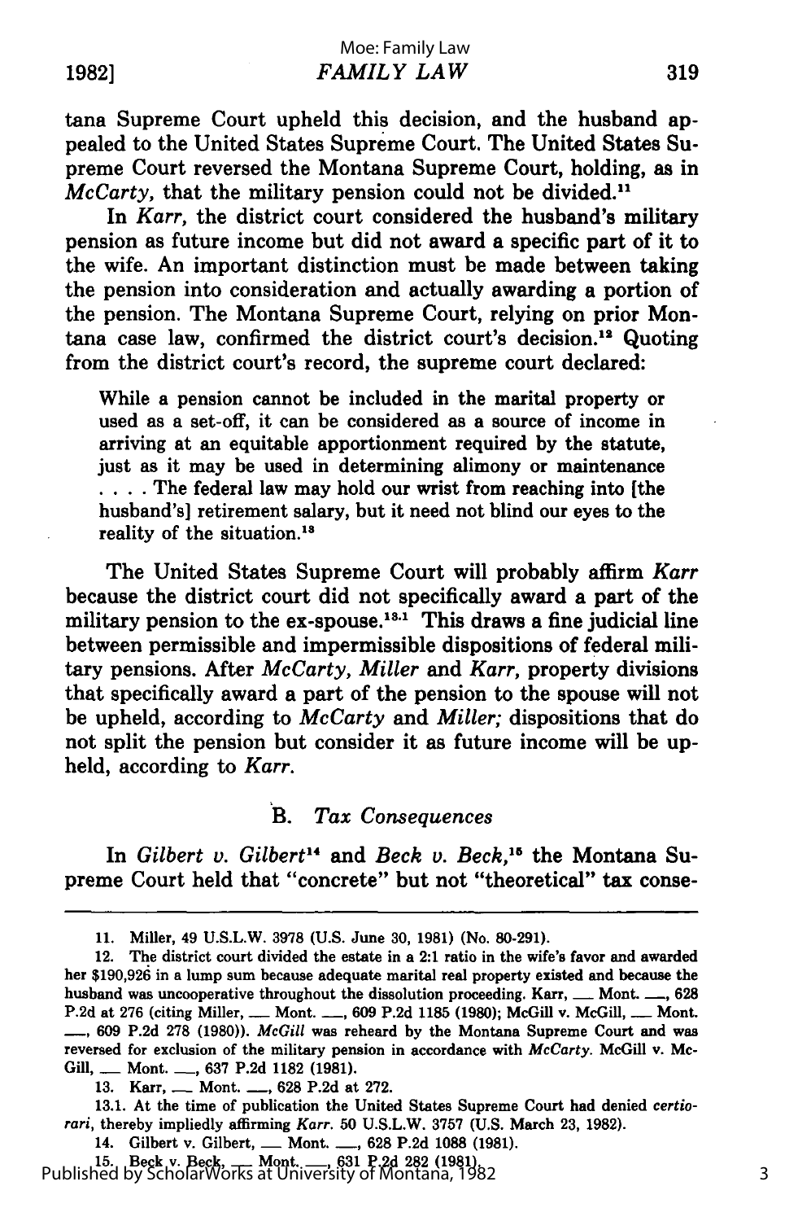tana Supreme Court upheld this decision, and the husband appealed to the United States Supreme Court. The United States Supreme Court reversed the Montana Supreme Court, holding, as in *McCarty*, that the military pension could not be divided.[11]

In *Karr*, the district court considered the husband's military pension as future income but did not award a specific part of it to the wife. An important distinction must be made between taking the pension into consideration and actually awarding a portion of the pension. The Montana Supreme Court, relying on prior Montana case law, confirmed the district court's decision.[12] Quoting from the district court's record, the supreme court declared:

> While a pension cannot be included in the marital property or used as a set-off, it can be considered as a source of income in arriving at an equitable apportionment required by the statute, just as it may be used in determining alimony or maintenance . . . . The federal law may hold our wrist from reaching into [the husband's] retirement salary, but it need not blind our eyes to the reality of the situation.[13]

The United States Supreme Court will probably affirm *Karr* because the district court did not specifically award a part of the military pension to the ex-spouse.[13.1] This draws a fine judicial line between permissible and impermissible dispositions of federal military pensions. After *McCarty, Miller* and *Karr*, property divisions that specifically award a part of the pension to the spouse will not be upheld, according to *McCarty* and *Miller;* dispositions that do not split the pension but consider it as future income will be upheld, according to *Karr*.

### B. *Tax Consequences*

In *Gilbert v. Gilbert*[14] and *Beck v. Beck*,[15] the Montana Supreme Court held that "concrete" but not "theoretical" tax conse-

---

11. Miller, 49 U.S.L.W. 3978 (U.S. June 30, 1981) (No. 80-291).

12. The district court divided the estate in a 2:1 ratio in the wife's favor and awarded her $190,926 in a lump sum because adequate marital real property existed and because the husband was uncooperative throughout the dissolution proceeding. Karr, ___ Mont. ___, 628 P.2d at 276 (citing Miller, ___ Mont. ___, 609 P.2d 1185 (1980); McGill v. McGill, ___ Mont. ___, 609 P.2d 278 (1980)). *McGill* was reheard by the Montana Supreme Court and was reversed for exclusion of the military pension in accordance with *McCarty*. McGill v. McGill, ___ Mont. ___, 637 P.2d 1182 (1981).

13. Karr, ___ Mont. ___, 628 P.2d at 272.

13.1. At the time of publication the United States Supreme Court had denied *certiorari*, thereby impliedly affirming *Karr*. 50 U.S.L.W. 3757 (U.S. March 23, 1982).

14. Gilbert v. Gilbert, ___ Mont. ___, 628 P.2d 1088 (1981).

15. Beck v. Beck, ___ Mont. ___, 631 P.2d 282 (1981).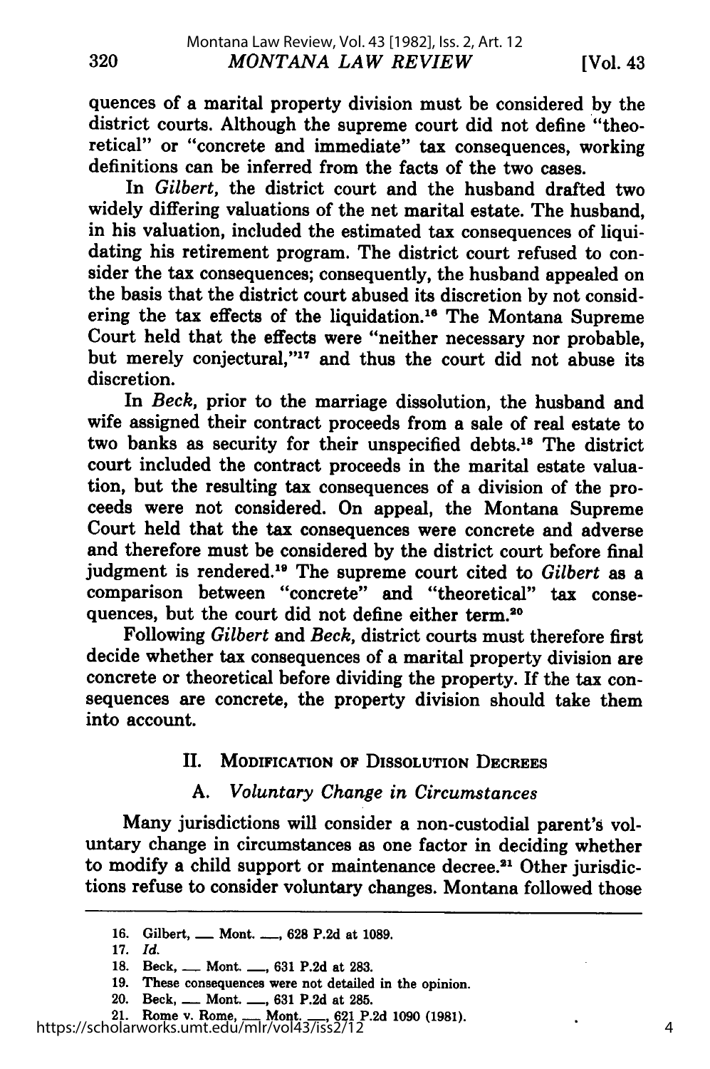quences of a marital property division must be considered by the district courts. Although the supreme court did not define "theoretical" or "concrete and immediate" tax consequences, working definitions can be inferred from the facts of the two cases.

In *Gilbert*, the district court and the husband drafted two widely differing valuations of the net marital estate. The husband, in his valuation, included the estimated tax consequences of liquidating his retirement program. The district court refused to consider the tax consequences; consequently, the husband appealed on the basis that the district court abused its discretion by not considering the tax effects of the liquidation.[16] The Montana Supreme Court held that the effects were "neither necessary nor probable, but merely conjectural,"[17] and thus the court did not abuse its discretion.

In *Beck*, prior to the marriage dissolution, the husband and wife assigned their contract proceeds from a sale of real estate to two banks as security for their unspecified debts.[18] The district court included the contract proceeds in the marital estate valuation, but the resulting tax consequences of a division of the proceeds were not considered. On appeal, the Montana Supreme Court held that the tax consequences were concrete and adverse and therefore must be considered by the district court before final judgment is rendered.[19] The supreme court cited to *Gilbert* as a comparison between "concrete" and "theoretical" tax consequences, but the court did not define either term.[20]

Following *Gilbert* and *Beck*, district courts must therefore first decide whether tax consequences of a marital property division are concrete or theoretical before dividing the property. If the tax consequences are concrete, the property division should take them into account.

## II. Modification of Dissolution Decrees

### A. *Voluntary Change in Circumstances*

Many jurisdictions will consider a non-custodial parent's voluntary change in circumstances as one factor in deciding whether to modify a child support or maintenance decree.[21] Other jurisdictions refuse to consider voluntary changes. Montana followed those

---

16. Gilbert, ___ Mont. ___, 628 P.2d at 1089.
17. *Id.*
18. Beck, ___ Mont. ___, 631 P.2d at 283.
19. These consequences were not detailed in the opinion.
20. Beck, ___ Mont. ___, 631 P.2d at 285.
21. Rome v. Rome, ___ Mont. ___, 621 P.2d 1090 (1981).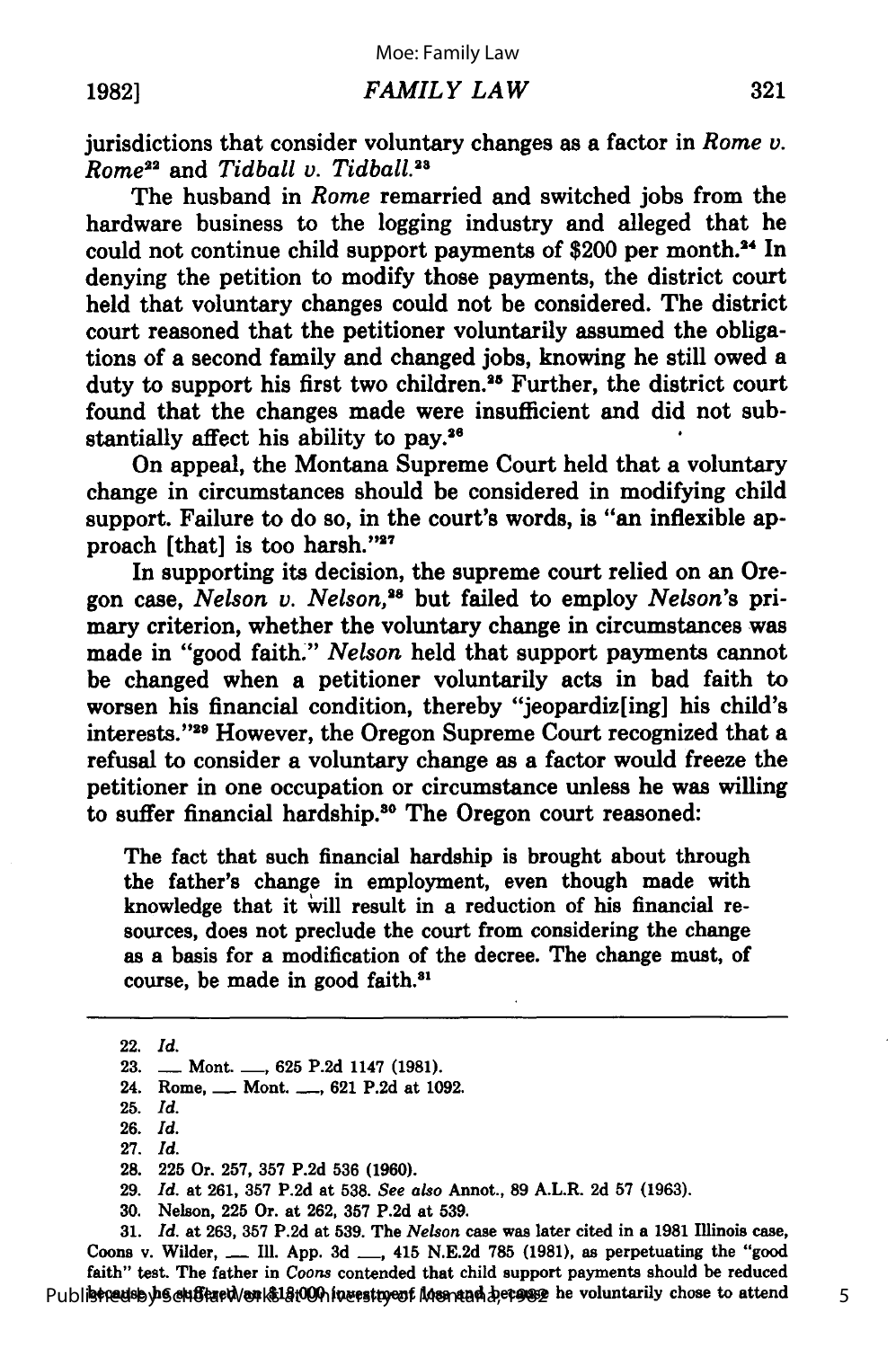jurisdictions that consider voluntary changes as a factor in *Rome v. Rome*[22] and *Tidball v. Tidball*.[23]

The husband in *Rome* remarried and switched jobs from the hardware business to the logging industry and alleged that he could not continue child support payments of $200 per month.[24] In denying the petition to modify those payments, the district court held that voluntary changes could not be considered. The district court reasoned that the petitioner voluntarily assumed the obligations of a second family and changed jobs, knowing he still owed a duty to support his first two children.[25] Further, the district court found that the changes made were insufficient and did not substantially affect his ability to pay.[26]

On appeal, the Montana Supreme Court held that a voluntary change in circumstances should be considered in modifying child support. Failure to do so, in the court's words, is "an inflexible approach [that] is too harsh."[27]

In supporting its decision, the supreme court relied on an Oregon case, *Nelson v. Nelson*,[28] but failed to employ *Nelson*'s primary criterion, whether the voluntary change in circumstances was made in "good faith." *Nelson* held that support payments cannot be changed when a petitioner voluntarily acts in bad faith to worsen his financial condition, thereby "jeopardiz[ing] his child's interests."[29] However, the Oregon Supreme Court recognized that a refusal to consider a voluntary change as a factor would freeze the petitioner in one occupation or circumstance unless he was willing to suffer financial hardship.[30] The Oregon court reasoned:

> The fact that such financial hardship is brought about through the father's change in employment, even though made with knowledge that it will result in a reduction of his financial resources, does not preclude the court from considering the change as a basis for a modification of the decree. The change must, of course, be made in good faith.[31]

---

22. *Id.*
23. ___ Mont. ___, 625 P.2d 1147 (1981).
24. Rome, ___ Mont. ___, 621 P.2d at 1092.
25. *Id.*
26. *Id.*
27. *Id.*
28. 225 Or. 257, 357 P.2d 536 (1960).
29. *Id.* at 261, 357 P.2d at 538. *See also* Annot., 89 A.L.R. 2d 57 (1963).
30. Nelson, 225 Or. at 262, 357 P.2d at 539.
31. *Id.* at 263, 357 P.2d at 539. The *Nelson* case was later cited in a 1981 Illinois case, Coons v. Wilder, ___ Ill. App. 3d ___, 415 N.E.2d 785 (1981), as perpetuating the "good faith" test. The father in *Coons* contended that child support payments should be reduced because he suffered an $18,000 investment loss and because he voluntarily chose to attend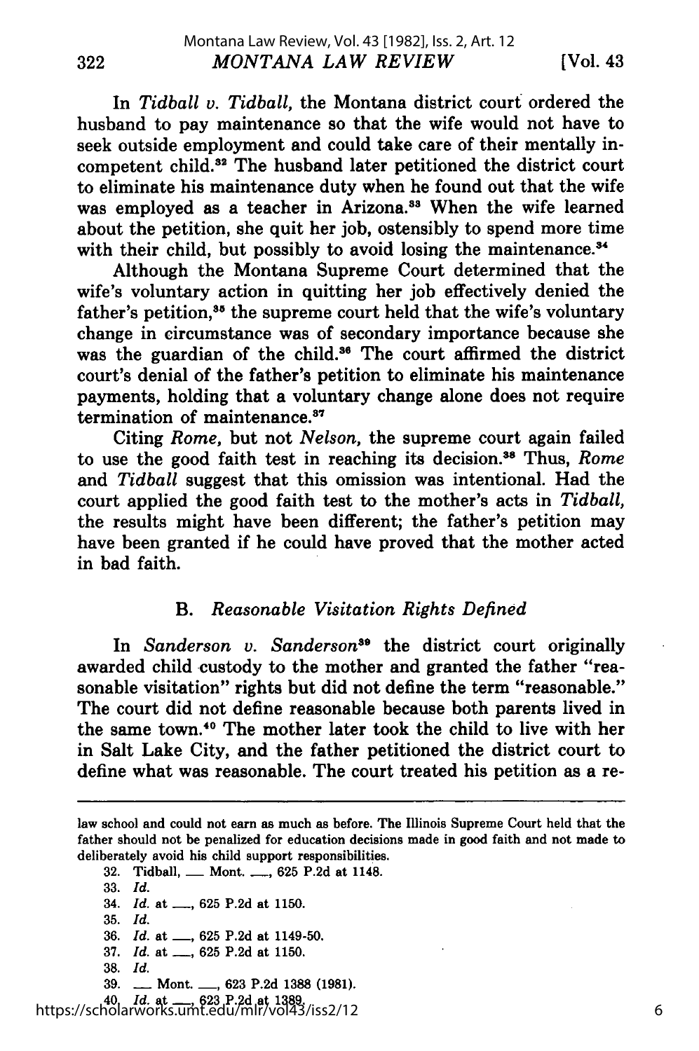In *Tidball v. Tidball*, the Montana district court ordered the husband to pay maintenance so that the wife would not have to seek outside employment and could take care of their mentally incompetent child.[32] The husband later petitioned the district court to eliminate his maintenance duty when he found out that the wife was employed as a teacher in Arizona.[33] When the wife learned about the petition, she quit her job, ostensibly to spend more time with their child, but possibly to avoid losing the maintenance.[34]

Although the Montana Supreme Court determined that the wife's voluntary action in quitting her job effectively denied the father's petition,[35] the supreme court held that the wife's voluntary change in circumstance was of secondary importance because she was the guardian of the child.[36] The court affirmed the district court's denial of the father's petition to eliminate his maintenance payments, holding that a voluntary change alone does not require termination of maintenance.[37]

Citing *Rome*, but not *Nelson*, the supreme court again failed to use the good faith test in reaching its decision.[38] Thus, *Rome* and *Tidball* suggest that this omission was intentional. Had the court applied the good faith test to the mother's acts in *Tidball*, the results might have been different; the father's petition may have been granted if he could have proved that the mother acted in bad faith.

### B. *Reasonable Visitation Rights Defined*

In *Sanderson v. Sanderson*[39] the district court originally awarded child custody to the mother and granted the father "reasonable visitation" rights but did not define the term "reasonable." The court did not define reasonable because both parents lived in the same town.[40] The mother later took the child to live with her in Salt Lake City, and the father petitioned the district court to define what was reasonable. The court treated his petition as a re-

---

law school and could not earn as much as before. The Illinois Supreme Court held that the father should not be penalized for education decisions made in good faith and not made to deliberately avoid his child support responsibilities.

32. Tidball, \_\_ Mont. \_\_, 625 P.2d at 1148.
33. *Id.*
34. *Id.* at \_\_, 625 P.2d at 1150.
35. *Id.*
36. *Id.* at \_\_, 625 P.2d at 1149-50.
37. *Id.* at \_\_, 625 P.2d at 1150.
38. *Id.*
39. \_\_ Mont. \_\_, 623 P.2d 1388 (1981).
40. *Id.* at \_\_, 623 P.2d at 1389.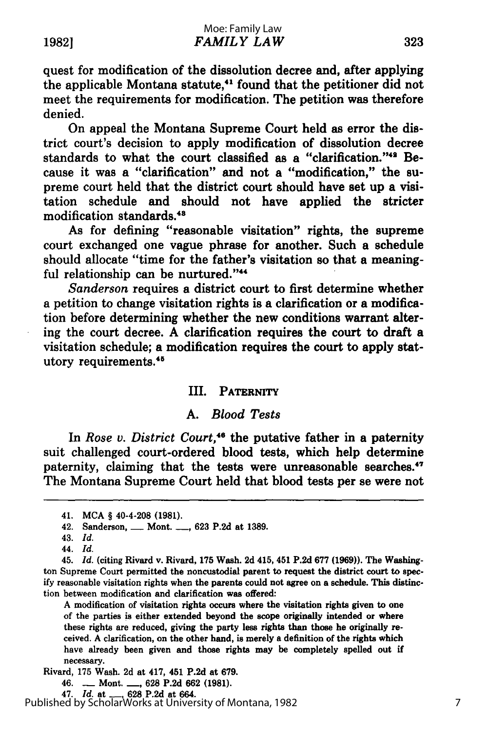quest for modification of the dissolution decree and, after applying the applicable Montana statute,[41] found that the petitioner did not meet the requirements for modification. The petition was therefore denied.

On appeal the Montana Supreme Court held as error the district court's decision to apply modification of dissolution decree standards to what the court classified as a "clarification."[42] Because it was a "clarification" and not a "modification," the supreme court held that the district court should have set up a visitation schedule and should not have applied the stricter modification standards.[43]

As for defining "reasonable visitation" rights, the supreme court exchanged one vague phrase for another. Such a schedule should allocate "time for the father's visitation so that a meaningful relationship can be nurtured."[44]

*Sanderson* requires a district court to first determine whether a petition to change visitation rights is a clarification or a modification before determining whether the new conditions warrant altering the court decree. A clarification requires the court to draft a visitation schedule; a modification requires the court to apply statutory requirements.[45]

## III. Paternity

### A. *Blood Tests*

In *Rose v. District Court*,[46] the putative father in a paternity suit challenged court-ordered blood tests, which help determine paternity, claiming that the tests were unreasonable searches.[47] The Montana Supreme Court held that blood tests per se were not

---

41. MCA § 40-4-208 (1981).

42. Sanderson, \_\_\_ Mont. \_\_\_, 623 P.2d at 1389.

43. *Id.*

44. *Id.*

45. *Id.* (citing Rivard v. Rivard, 175 Wash. 2d 415, 451 P.2d 677 (1969)). The Washington Supreme Court permitted the noncustodial parent to request the district court to specify reasonable visitation rights when the parents could not agree on a schedule. This distinction between modification and clarification was offered:

> A modification of visitation rights occurs where the visitation rights given to one of the parties is either extended beyond the scope originally intended or where these rights are reduced, giving the party less rights than those he originally received. A clarification, on the other hand, is merely a definition of the rights which have already been given and those rights may be completely spelled out if necessary.

Rivard, 175 Wash. 2d at 417, 451 P.2d at 679.

46. \_\_\_ Mont. \_\_\_, 628 P.2d 662 (1981).

47. *Id.* at \_\_\_, 628 P.2d at 664.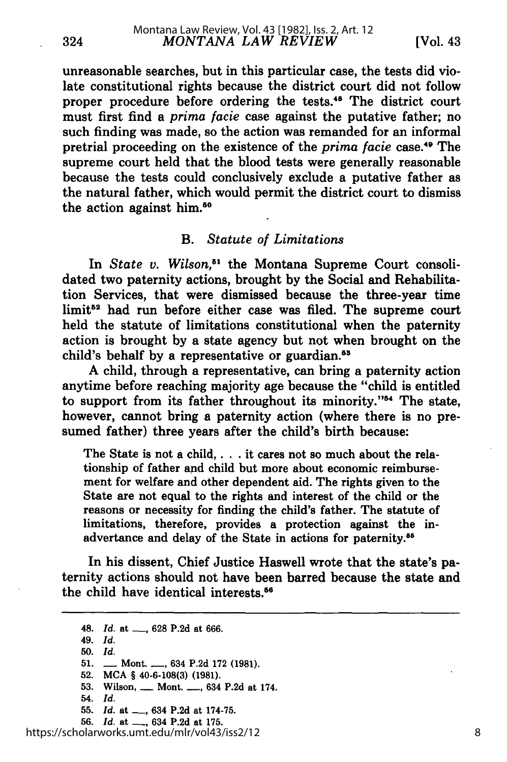unreasonable searches, but in this particular case, the tests did violate constitutional rights because the district court did not follow proper procedure before ordering the tests.[48] The district court must first find a *prima facie* case against the putative father; no such finding was made, so the action was remanded for an informal pretrial proceeding on the existence of the *prima facie* case.[49] The supreme court held that the blood tests were generally reasonable because the tests could conclusively exclude a putative father as the natural father, which would permit the district court to dismiss the action against him.[50]

### B. *Statute of Limitations*

In *State v. Wilson*,[51] the Montana Supreme Court consolidated two paternity actions, brought by the Social and Rehabilitation Services, that were dismissed because the three-year time limit[52] had run before either case was filed. The supreme court held the statute of limitations constitutional when the paternity action is brought by a state agency but not when brought on the child's behalf by a representative or guardian.[53]

A child, through a representative, can bring a paternity action anytime before reaching majority age because the "child is entitled to support from its father throughout its minority."[54] The state, however, cannot bring a paternity action (where there is no presumed father) three years after the child's birth because:

> The State is not a child, . . . it cares not so much about the relationship of father and child but more about economic reimbursement for welfare and other dependent aid. The rights given to the State are not equal to the rights and interest of the child or the reasons or necessity for finding the child's father. The statute of limitations, therefore, provides a protection against the inadvertance and delay of the State in actions for paternity.[55]

In his dissent, Chief Justice Haswell wrote that the state's paternity actions should not have been barred because the state and the child have identical interests.[56]

---

48. *Id.* at \_\_, 628 P.2d at 666.
49. *Id.*
50. *Id.*
51. \_\_ Mont. \_\_, 634 P.2d 172 (1981).
52. MCA § 40-6-108(3) (1981).
53. Wilson, \_\_ Mont. \_\_, 634 P.2d at 174.
54. *Id.*
55. *Id.* at \_\_, 634 P.2d at 174-75.
56. *Id.* at \_\_, 634 P.2d at 175.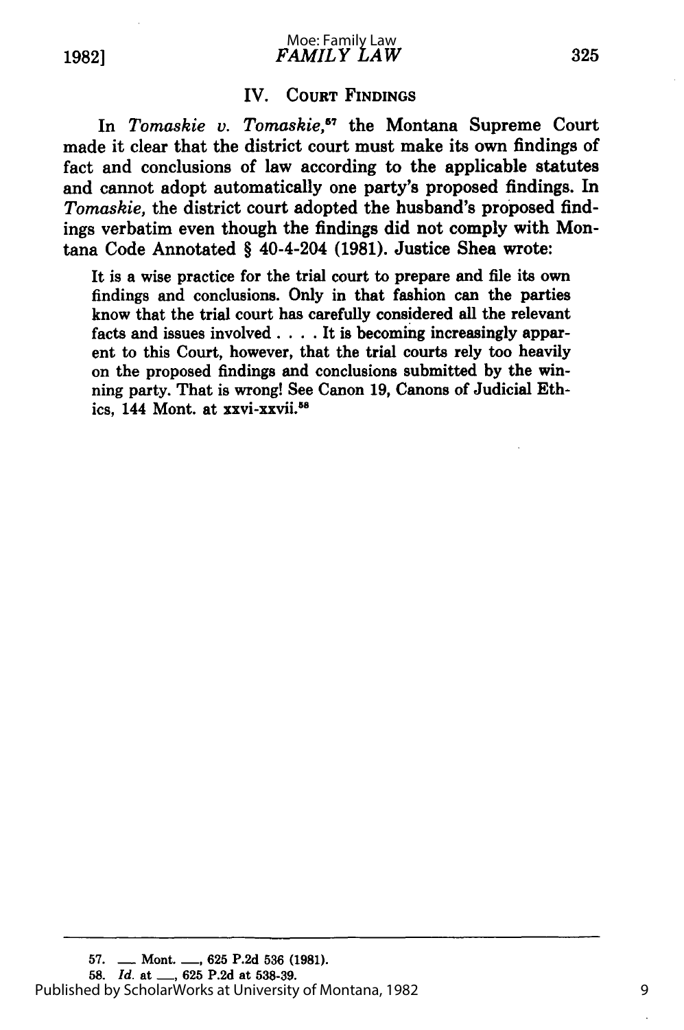## IV. Court Findings

In *Tomaskie v. Tomaskie*,[57] the Montana Supreme Court made it clear that the district court must make its own findings of fact and conclusions of law according to the applicable statutes and cannot adopt automatically one party's proposed findings. In *Tomaskie*, the district court adopted the husband's proposed findings verbatim even though the findings did not comply with Montana Code Annotated § 40-4-204 (1981). Justice Shea wrote:

> It is a wise practice for the trial court to prepare and file its own findings and conclusions. Only in that fashion can the parties know that the trial court has carefully considered all the relevant facts and issues involved . . . . It is becoming increasingly apparent to this Court, however, that the trial courts rely too heavily on the proposed findings and conclusions submitted by the winning party. That is wrong! See Canon 19, Canons of Judicial Ethics, 144 Mont. at xxvi-xxvii.[58]

---

57. ___ Mont. ___, 625 P.2d 536 (1981).

58. *Id.* at ___, 625 P.2d at 538-39.